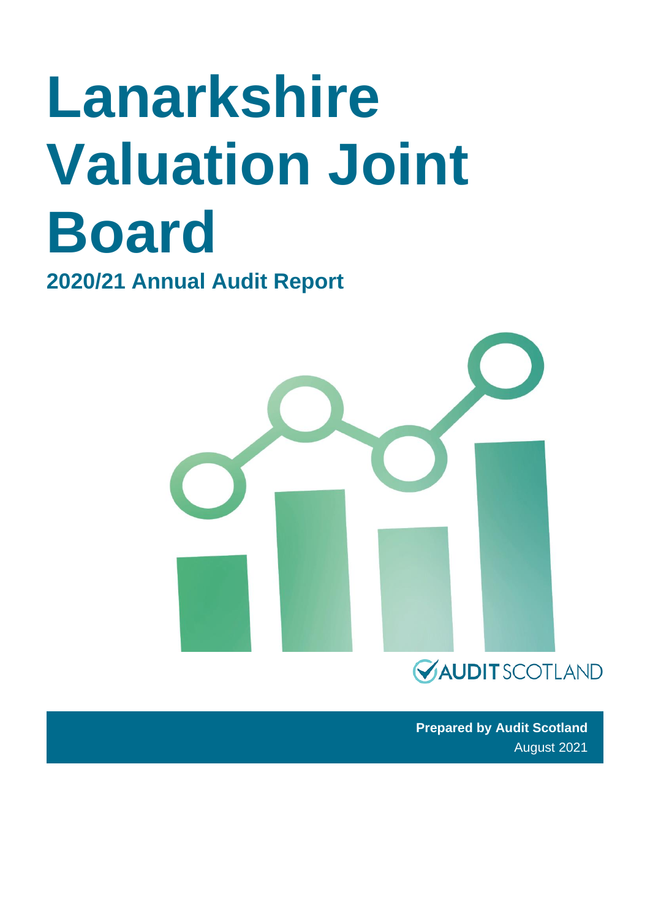# Lanarkshire Valuation Joint Board

## 2020/21 Annual Audit Report

AUDIT SCOTLAND

**Prepared by Audit Scotland**
August 2021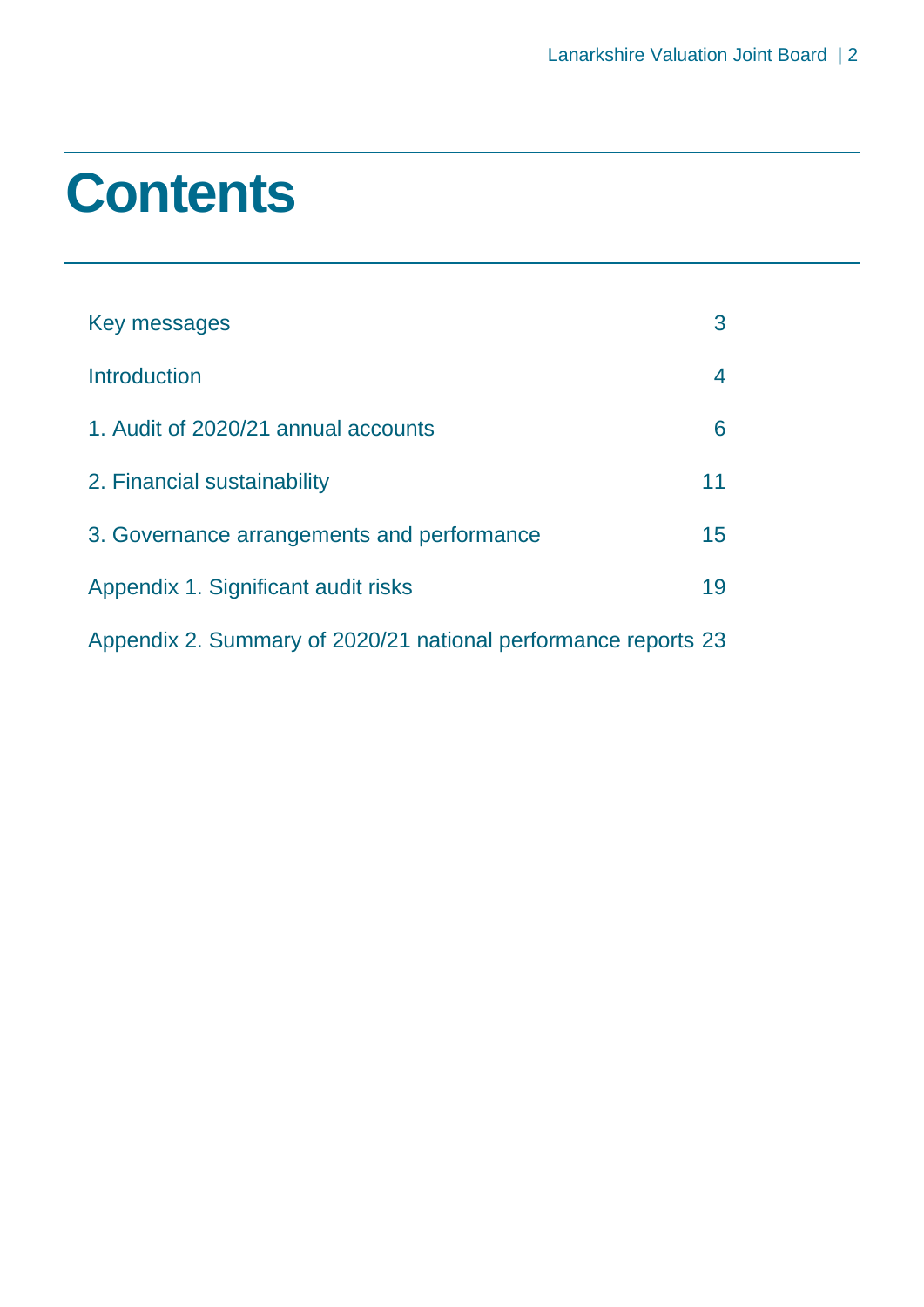# Contents

| | |
|---|---|
| Key messages | 3 |
| Introduction | 4 |
| 1. Audit of 2020/21 annual accounts | 6 |
| 2. Financial sustainability | 11 |
| 3. Governance arrangements and performance | 15 |
| Appendix 1. Significant audit risks | 19 |
| Appendix 2. Summary of 2020/21 national performance reports | 23 |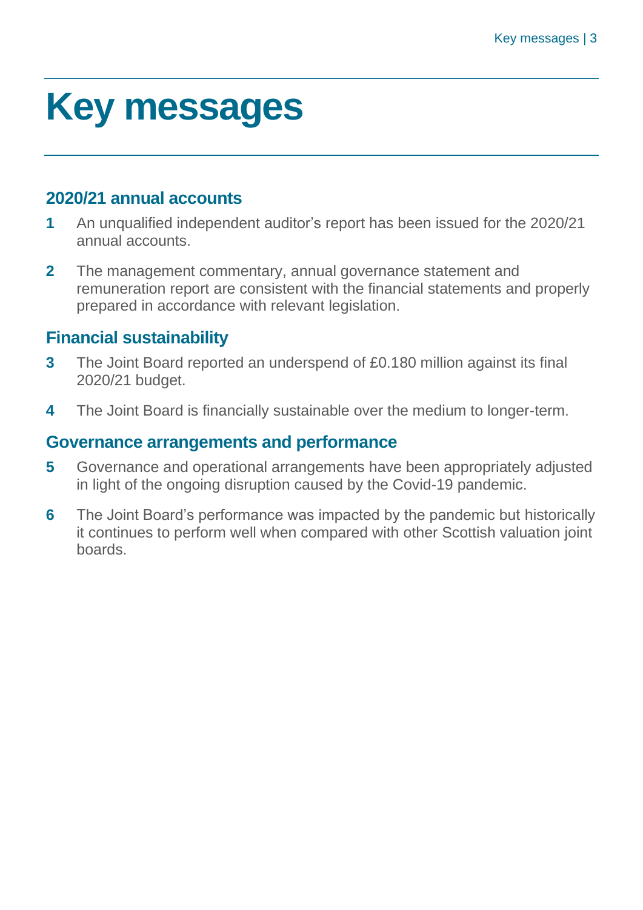# Key messages

## 2020/21 annual accounts

**1** An unqualified independent auditor's report has been issued for the 2020/21 annual accounts.

**2** The management commentary, annual governance statement and remuneration report are consistent with the financial statements and properly prepared in accordance with relevant legislation.

## Financial sustainability

**3** The Joint Board reported an underspend of £0.180 million against its final 2020/21 budget.

**4** The Joint Board is financially sustainable over the medium to longer-term.

## Governance arrangements and performance

**5** Governance and operational arrangements have been appropriately adjusted in light of the ongoing disruption caused by the Covid-19 pandemic.

**6** The Joint Board's performance was impacted by the pandemic but historically it continues to perform well when compared with other Scottish valuation joint boards.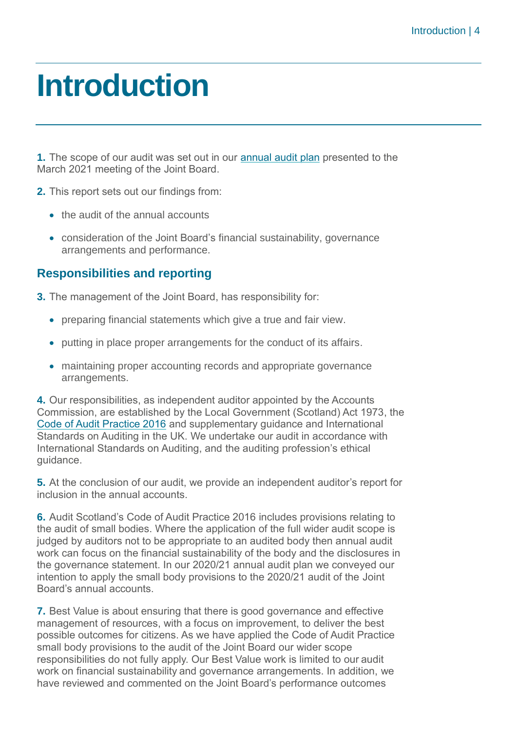# Introduction

**1.** The scope of our audit was set out in our annual audit plan presented to the March 2021 meeting of the Joint Board.

**2.** This report sets out our findings from:

- the audit of the annual accounts
- consideration of the Joint Board's financial sustainability, governance arrangements and performance.

## Responsibilities and reporting

**3.** The management of the Joint Board, has responsibility for:

- preparing financial statements which give a true and fair view.
- putting in place proper arrangements for the conduct of its affairs.
- maintaining proper accounting records and appropriate governance arrangements.

**4.** Our responsibilities, as independent auditor appointed by the Accounts Commission, are established by the Local Government (Scotland) Act 1973, the Code of Audit Practice 2016 and supplementary guidance and International Standards on Auditing in the UK. We undertake our audit in accordance with International Standards on Auditing, and the auditing profession's ethical guidance.

**5.** At the conclusion of our audit, we provide an independent auditor's report for inclusion in the annual accounts.

**6.** Audit Scotland's Code of Audit Practice 2016 includes provisions relating to the audit of small bodies. Where the application of the full wider audit scope is judged by auditors not to be appropriate to an audited body then annual audit work can focus on the financial sustainability of the body and the disclosures in the governance statement. In our 2020/21 annual audit plan we conveyed our intention to apply the small body provisions to the 2020/21 audit of the Joint Board's annual accounts.

**7.** Best Value is about ensuring that there is good governance and effective management of resources, with a focus on improvement, to deliver the best possible outcomes for citizens. As we have applied the Code of Audit Practice small body provisions to the audit of the Joint Board our wider scope responsibilities do not fully apply. Our Best Value work is limited to our audit work on financial sustainability and governance arrangements. In addition, we have reviewed and commented on the Joint Board's performance outcomes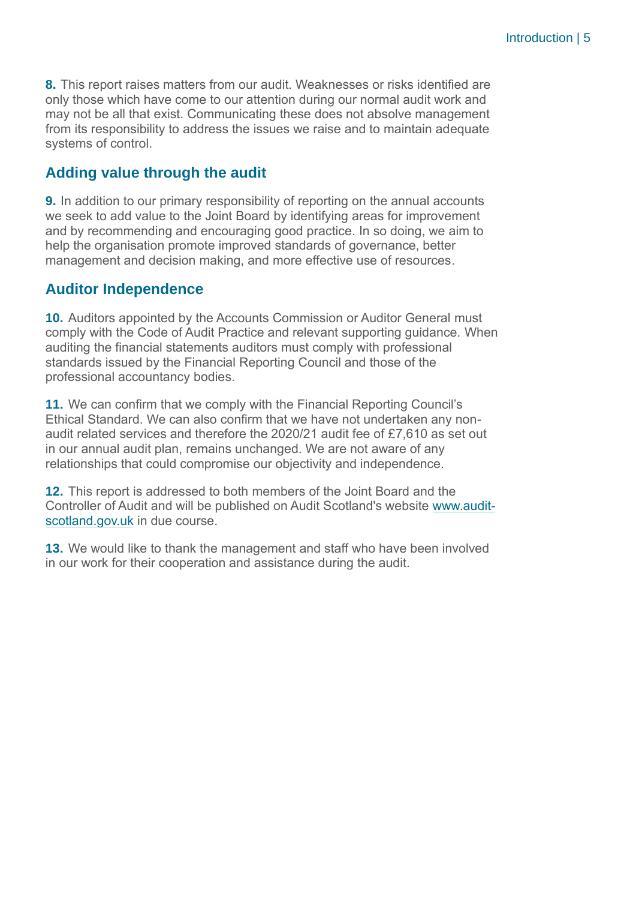**8.** This report raises matters from our audit. Weaknesses or risks identified are only those which have come to our attention during our normal audit work and may not be all that exist. Communicating these does not absolve management from its responsibility to address the issues we raise and to maintain adequate systems of control.

## Adding value through the audit

**9.** In addition to our primary responsibility of reporting on the annual accounts we seek to add value to the Joint Board by identifying areas for improvement and by recommending and encouraging good practice. In so doing, we aim to help the organisation promote improved standards of governance, better management and decision making, and more effective use of resources.

## Auditor Independence

**10.** Auditors appointed by the Accounts Commission or Auditor General must comply with the Code of Audit Practice and relevant supporting guidance. When auditing the financial statements auditors must comply with professional standards issued by the Financial Reporting Council and those of the professional accountancy bodies.

**11.** We can confirm that we comply with the Financial Reporting Council's Ethical Standard. We can also confirm that we have not undertaken any non-audit related services and therefore the 2020/21 audit fee of £7,610 as set out in our annual audit plan, remains unchanged. We are not aware of any relationships that could compromise our objectivity and independence.

**12.** This report is addressed to both members of the Joint Board and the Controller of Audit and will be published on Audit Scotland's website [www.audit-scotland.gov.uk](http://www.audit-scotland.gov.uk) in due course.

**13.** We would like to thank the management and staff who have been involved in our work for their cooperation and assistance during the audit.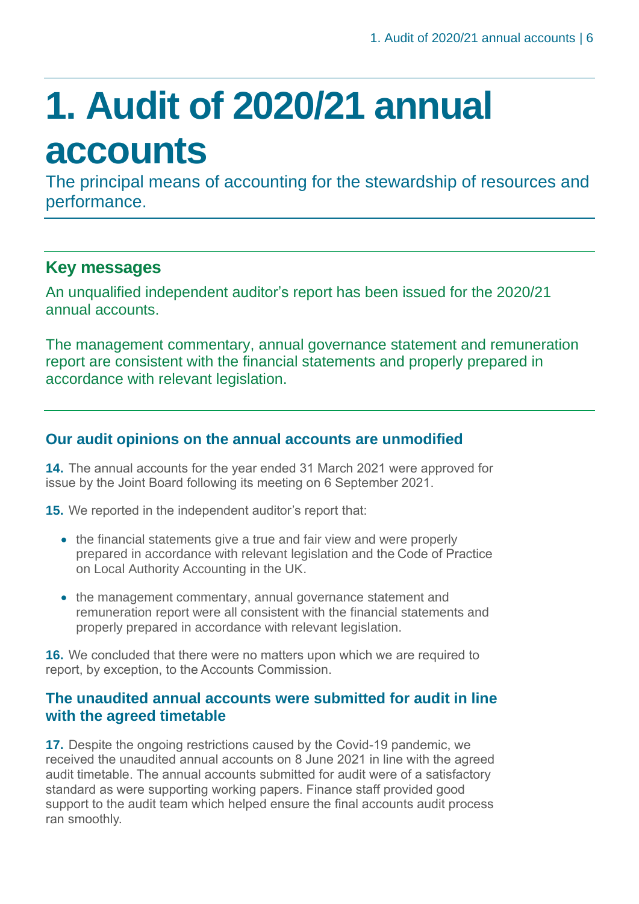# 1. Audit of 2020/21 annual accounts

The principal means of accounting for the stewardship of resources and performance.

## Key messages

An unqualified independent auditor's report has been issued for the 2020/21 annual accounts.

The management commentary, annual governance statement and remuneration report are consistent with the financial statements and properly prepared in accordance with relevant legislation.

### Our audit opinions on the annual accounts are unmodified

**14.** The annual accounts for the year ended 31 March 2021 were approved for issue by the Joint Board following its meeting on 6 September 2021.

**15.** We reported in the independent auditor's report that:

- the financial statements give a true and fair view and were properly prepared in accordance with relevant legislation and the Code of Practice on Local Authority Accounting in the UK.
- the management commentary, annual governance statement and remuneration report were all consistent with the financial statements and properly prepared in accordance with relevant legislation.

**16.** We concluded that there were no matters upon which we are required to report, by exception, to the Accounts Commission.

### The unaudited annual accounts were submitted for audit in line with the agreed timetable

**17.** Despite the ongoing restrictions caused by the Covid-19 pandemic, we received the unaudited annual accounts on 8 June 2021 in line with the agreed audit timetable. The annual accounts submitted for audit were of a satisfactory standard as were supporting working papers. Finance staff provided good support to the audit team which helped ensure the final accounts audit process ran smoothly.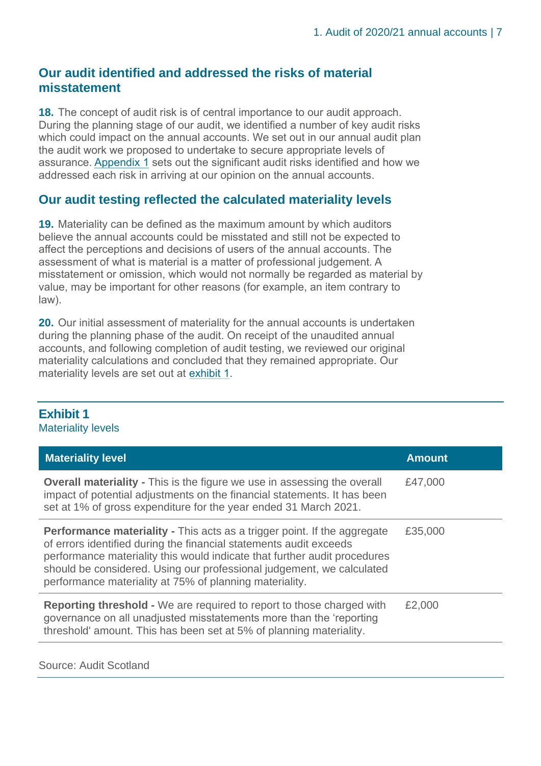## Our audit identified and addressed the risks of material misstatement

**18.** The concept of audit risk is of central importance to our audit approach. During the planning stage of our audit, we identified a number of key audit risks which could impact on the annual accounts. We set out in our annual audit plan the audit work we proposed to undertake to secure appropriate levels of assurance. Appendix 1 sets out the significant audit risks identified and how we addressed each risk in arriving at our opinion on the annual accounts.

## Our audit testing reflected the calculated materiality levels

**19.** Materiality can be defined as the maximum amount by which auditors believe the annual accounts could be misstated and still not be expected to affect the perceptions and decisions of users of the annual accounts. The assessment of what is material is a matter of professional judgement. A misstatement or omission, which would not normally be regarded as material by value, may be important for other reasons (for example, an item contrary to law).

**20.** Our initial assessment of materiality for the annual accounts is undertaken during the planning phase of the audit. On receipt of the unaudited annual accounts, and following completion of audit testing, we reviewed our original materiality calculations and concluded that they remained appropriate. Our materiality levels are set out at exhibit 1.

**Exhibit 1**
Materiality levels

| Materiality level | Amount |
| --- | --- |
| **Overall materiality -** This is the figure we use in assessing the overall impact of potential adjustments on the financial statements. It has been set at 1% of gross expenditure for the year ended 31 March 2021. | £47,000 |
| **Performance materiality -** This acts as a trigger point. If the aggregate of errors identified during the financial statements audit exceeds performance materiality this would indicate that further audit procedures should be considered. Using our professional judgement, we calculated performance materiality at 75% of planning materiality. | £35,000 |
| **Reporting threshold -** We are required to report to those charged with governance on all unadjusted misstatements more than the 'reporting threshold' amount. This has been set at 5% of planning materiality. | £2,000 |

Source: Audit Scotland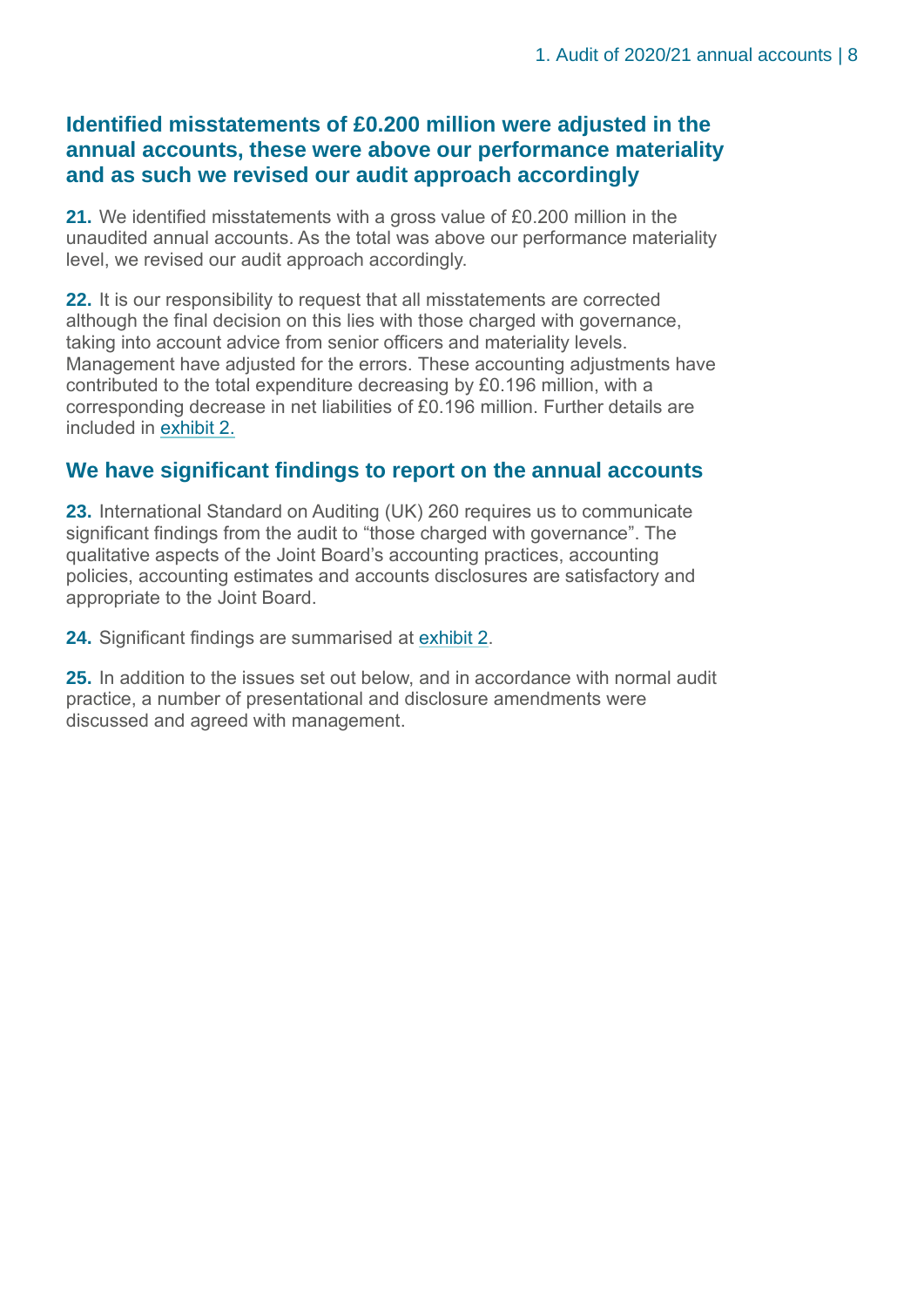## Identified misstatements of £0.200 million were adjusted in the annual accounts, these were above our performance materiality and as such we revised our audit approach accordingly

**21.** We identified misstatements with a gross value of £0.200 million in the unaudited annual accounts. As the total was above our performance materiality level, we revised our audit approach accordingly.

**22.** It is our responsibility to request that all misstatements are corrected although the final decision on this lies with those charged with governance, taking into account advice from senior officers and materiality levels. Management have adjusted for the errors. These accounting adjustments have contributed to the total expenditure decreasing by £0.196 million, with a corresponding decrease in net liabilities of £0.196 million. Further details are included in exhibit 2.

## We have significant findings to report on the annual accounts

**23.** International Standard on Auditing (UK) 260 requires us to communicate significant findings from the audit to "those charged with governance". The qualitative aspects of the Joint Board's accounting practices, accounting policies, accounting estimates and accounts disclosures are satisfactory and appropriate to the Joint Board.

**24.** Significant findings are summarised at exhibit 2.

**25.** In addition to the issues set out below, and in accordance with normal audit practice, a number of presentational and disclosure amendments were discussed and agreed with management.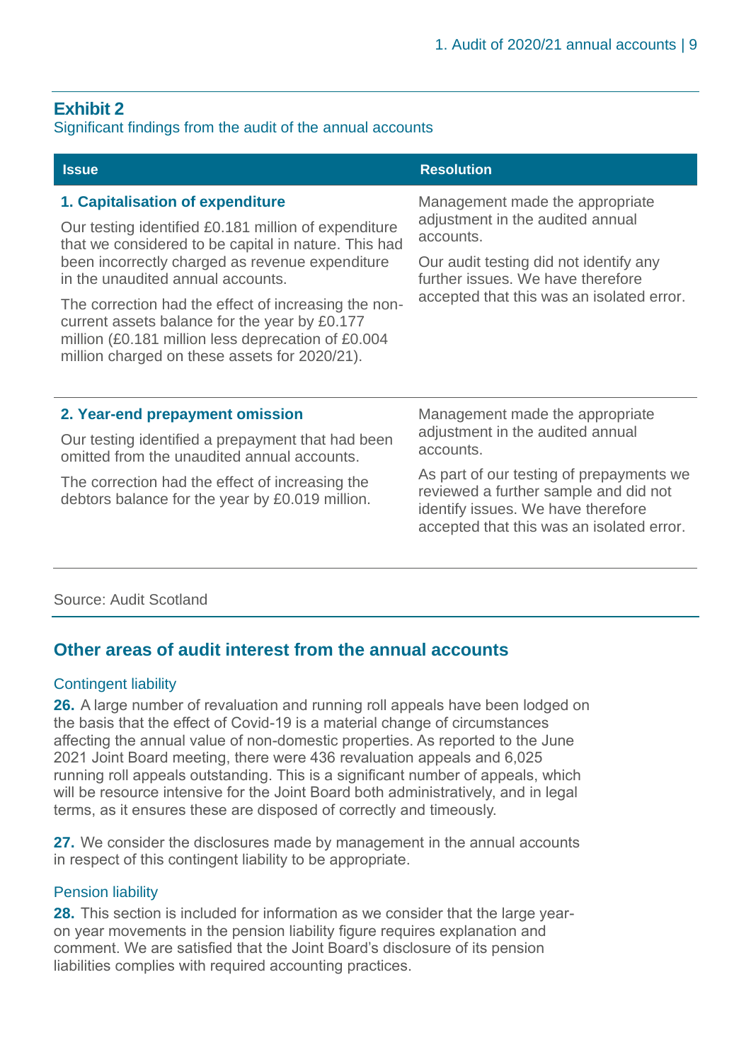## Exhibit 2

Significant findings from the audit of the annual accounts

| Issue | Resolution |
|---|---|
| **1. Capitalisation of expenditure**<br><br>Our testing identified £0.181 million of expenditure that we considered to be capital in nature. This had been incorrectly charged as revenue expenditure in the unaudited annual accounts.<br><br>The correction had the effect of increasing the non-current assets balance for the year by £0.177 million (£0.181 million less deprecation of £0.004 million charged on these assets for 2020/21). | Management made the appropriate adjustment in the audited annual accounts.<br><br>Our audit testing did not identify any further issues. We have therefore accepted that this was an isolated error. |
| **2. Year-end prepayment omission**<br><br>Our testing identified a prepayment that had been omitted from the unaudited annual accounts.<br><br>The correction had the effect of increasing the debtors balance for the year by £0.019 million. | Management made the appropriate adjustment in the audited annual accounts.<br><br>As part of our testing of prepayments we reviewed a further sample and did not identify issues. We have therefore accepted that this was an isolated error. |

Source: Audit Scotland

## Other areas of audit interest from the annual accounts

### Contingent liability

**26.** A large number of revaluation and running roll appeals have been lodged on the basis that the effect of Covid-19 is a material change of circumstances affecting the annual value of non-domestic properties. As reported to the June 2021 Joint Board meeting, there were 436 revaluation appeals and 6,025 running roll appeals outstanding. This is a significant number of appeals, which will be resource intensive for the Joint Board both administratively, and in legal terms, as it ensures these are disposed of correctly and timeously.

**27.** We consider the disclosures made by management in the annual accounts in respect of this contingent liability to be appropriate.

### Pension liability

**28.** This section is included for information as we consider that the large year-on year movements in the pension liability figure requires explanation and comment. We are satisfied that the Joint Board's disclosure of its pension liabilities complies with required accounting practices.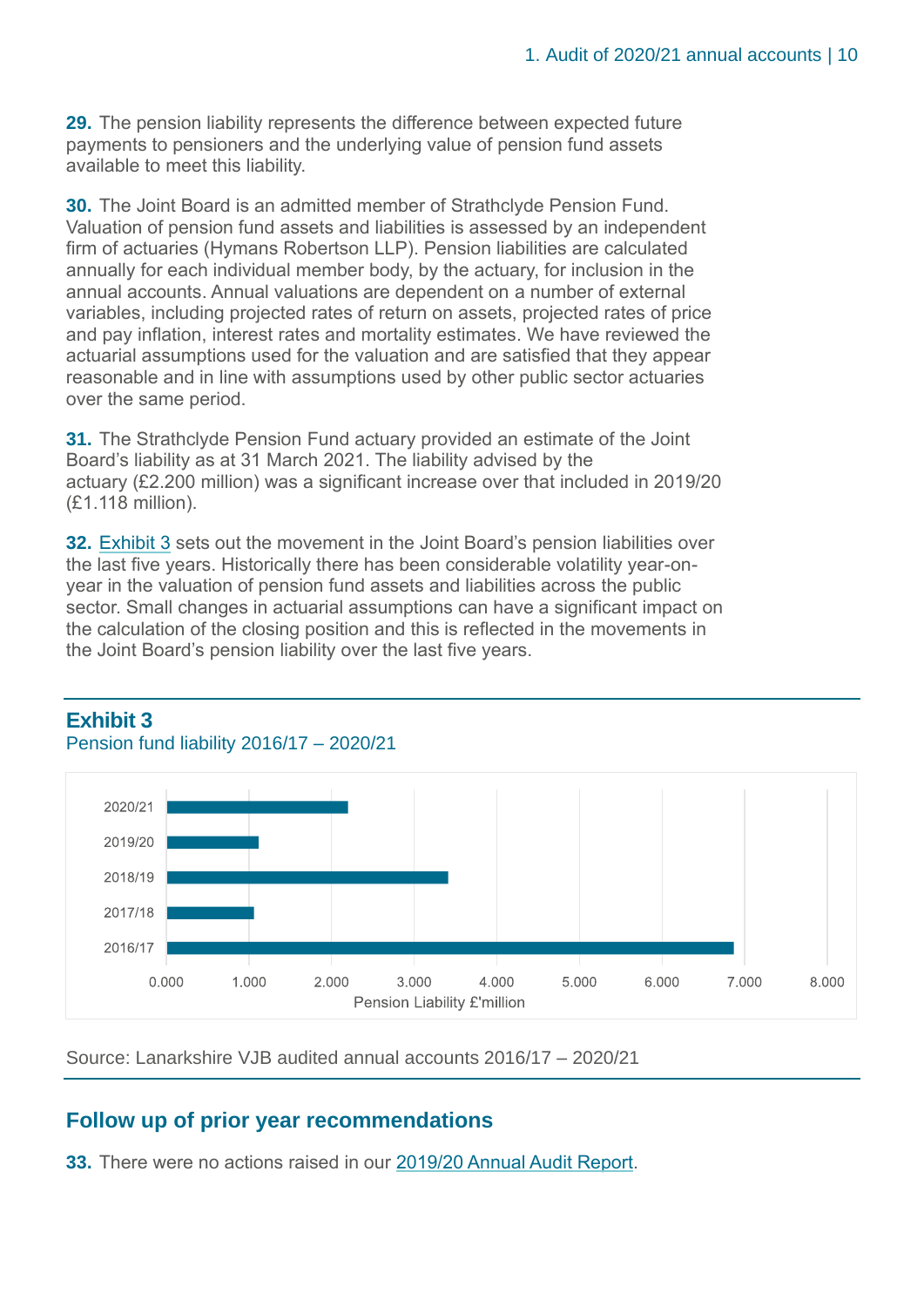**29.** The pension liability represents the difference between expected future payments to pensioners and the underlying value of pension fund assets available to meet this liability.

**30.** The Joint Board is an admitted member of Strathclyde Pension Fund. Valuation of pension fund assets and liabilities is assessed by an independent firm of actuaries (Hymans Robertson LLP). Pension liabilities are calculated annually for each individual member body, by the actuary, for inclusion in the annual accounts. Annual valuations are dependent on a number of external variables, including projected rates of return on assets, projected rates of price and pay inflation, interest rates and mortality estimates. We have reviewed the actuarial assumptions used for the valuation and are satisfied that they appear reasonable and in line with assumptions used by other public sector actuaries over the same period.

**31.** The Strathclyde Pension Fund actuary provided an estimate of the Joint Board's liability as at 31 March 2021. The liability advised by the actuary (£2.200 million) was a significant increase over that included in 2019/20 (£1.118 million).

**32.** Exhibit 3 sets out the movement in the Joint Board's pension liabilities over the last five years. Historically there has been considerable volatility year-on-year in the valuation of pension fund assets and liabilities across the public sector. Small changes in actuarial assumptions can have a significant impact on the calculation of the closing position and this is reflected in the movements in the Joint Board's pension liability over the last five years.

### Exhibit 3

Pension fund liability 2016/17 – 2020/21

| Year | Pension Liability £'million (approx.) |
|---|---|
| 2020/21 | 2.200 |
| 2019/20 | 1.118 |
| 2018/19 | 3.4 |
| 2017/18 | 1.05 |
| 2016/17 | 6.85 |

Source: Lanarkshire VJB audited annual accounts 2016/17 – 2020/21

## Follow up of prior year recommendations

**33.** There were no actions raised in our 2019/20 Annual Audit Report.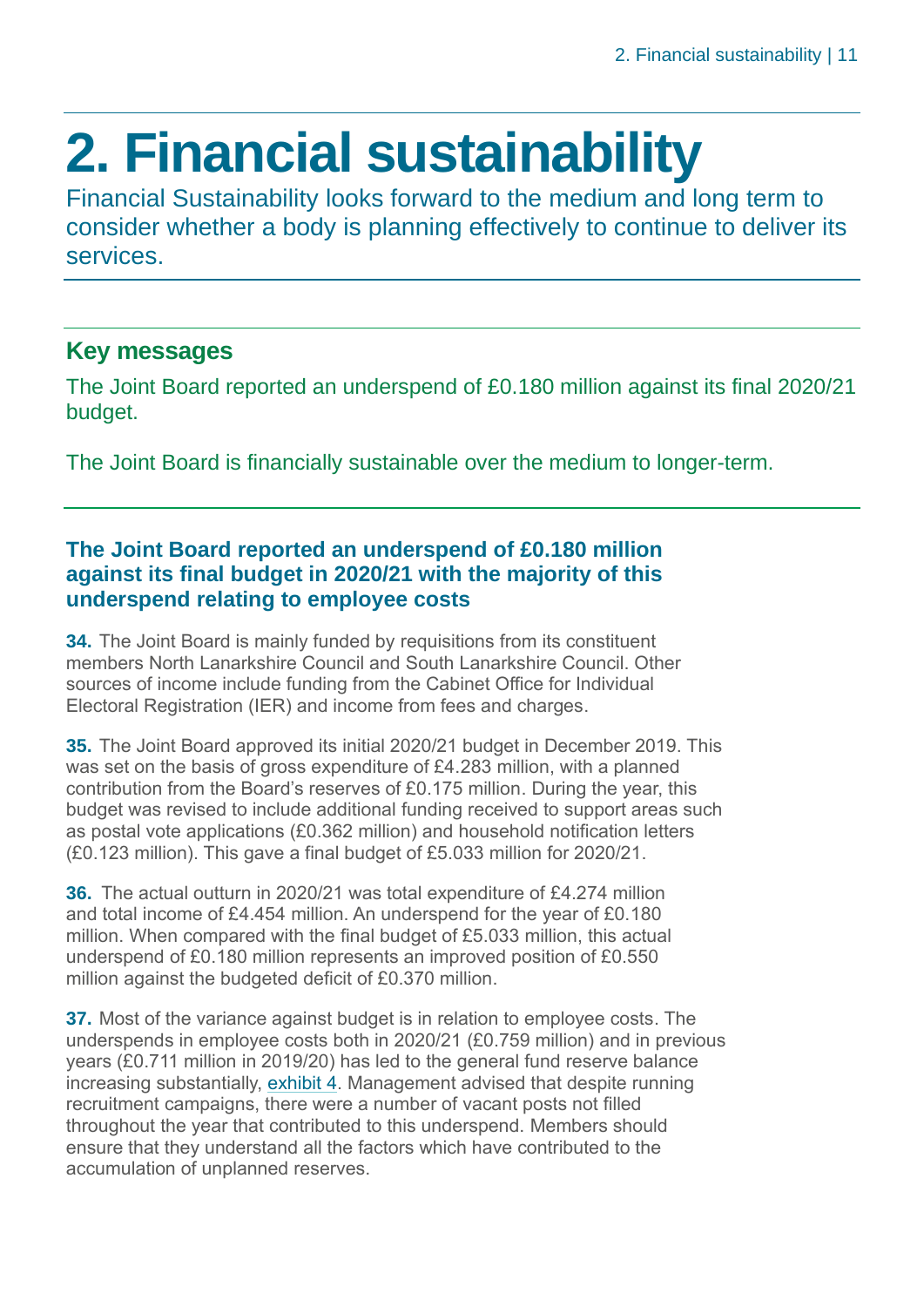# 2. Financial sustainability

Financial Sustainability looks forward to the medium and long term to consider whether a body is planning effectively to continue to deliver its services.

## Key messages

The Joint Board reported an underspend of £0.180 million against its final 2020/21 budget.

The Joint Board is financially sustainable over the medium to longer-term.

### The Joint Board reported an underspend of £0.180 million against its final budget in 2020/21 with the majority of this underspend relating to employee costs

**34.** The Joint Board is mainly funded by requisitions from its constituent members North Lanarkshire Council and South Lanarkshire Council. Other sources of income include funding from the Cabinet Office for Individual Electoral Registration (IER) and income from fees and charges.

**35.** The Joint Board approved its initial 2020/21 budget in December 2019. This was set on the basis of gross expenditure of £4.283 million, with a planned contribution from the Board's reserves of £0.175 million. During the year, this budget was revised to include additional funding received to support areas such as postal vote applications (£0.362 million) and household notification letters (£0.123 million). This gave a final budget of £5.033 million for 2020/21.

**36.** The actual outturn in 2020/21 was total expenditure of £4.274 million and total income of £4.454 million. An underspend for the year of £0.180 million. When compared with the final budget of £5.033 million, this actual underspend of £0.180 million represents an improved position of £0.550 million against the budgeted deficit of £0.370 million.

**37.** Most of the variance against budget is in relation to employee costs. The underspends in employee costs both in 2020/21 (£0.759 million) and in previous years (£0.711 million in 2019/20) has led to the general fund reserve balance increasing substantially, exhibit 4. Management advised that despite running recruitment campaigns, there were a number of vacant posts not filled throughout the year that contributed to this underspend. Members should ensure that they understand all the factors which have contributed to the accumulation of unplanned reserves.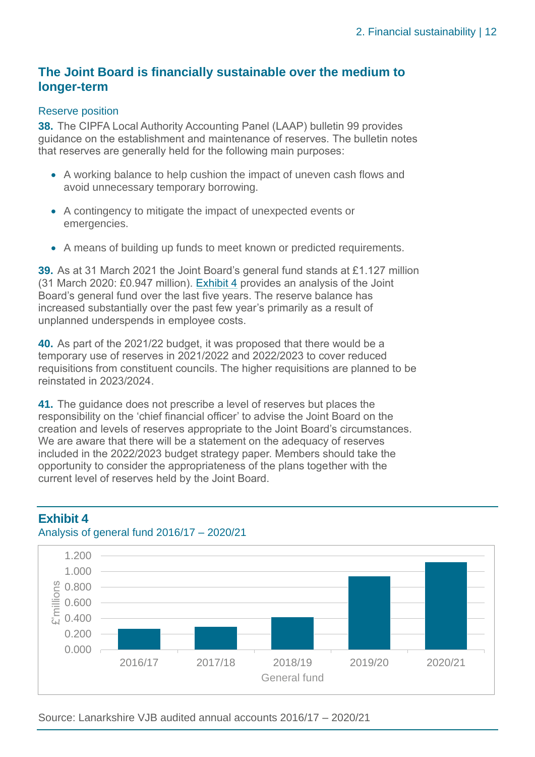## The Joint Board is financially sustainable over the medium to longer-term

### Reserve position

**38.** The CIPFA Local Authority Accounting Panel (LAAP) bulletin 99 provides guidance on the establishment and maintenance of reserves. The bulletin notes that reserves are generally held for the following main purposes:

- A working balance to help cushion the impact of uneven cash flows and avoid unnecessary temporary borrowing.
- A contingency to mitigate the impact of unexpected events or emergencies.
- A means of building up funds to meet known or predicted requirements.

**39.** As at 31 March 2021 the Joint Board's general fund stands at £1.127 million (31 March 2020: £0.947 million). Exhibit 4 provides an analysis of the Joint Board's general fund over the last five years. The reserve balance has increased substantially over the past few year's primarily as a result of unplanned underspends in employee costs.

**40.** As part of the 2021/22 budget, it was proposed that there would be a temporary use of reserves in 2021/2022 and 2022/2023 to cover reduced requisitions from constituent councils. The higher requisitions are planned to be reinstated in 2023/2024.

**41.** The guidance does not prescribe a level of reserves but places the responsibility on the 'chief financial officer' to advise the Joint Board on the creation and levels of reserves appropriate to the Joint Board's circumstances. We are aware that there will be a statement on the adequacy of reserves included in the 2022/2023 budget strategy paper. Members should take the opportunity to consider the appropriateness of the plans together with the current level of reserves held by the Joint Board.

**Exhibit 4**

Analysis of general fund 2016/17 – 2020/21

| General fund | £'millions (approx.) |
|---|---|
| 2016/17 | 0.26 |
| 2017/18 | 0.29 |
| 2018/19 | 0.41 |
| 2019/20 | 0.947 |
| 2020/21 | 1.127 |

Source: Lanarkshire VJB audited annual accounts 2016/17 – 2020/21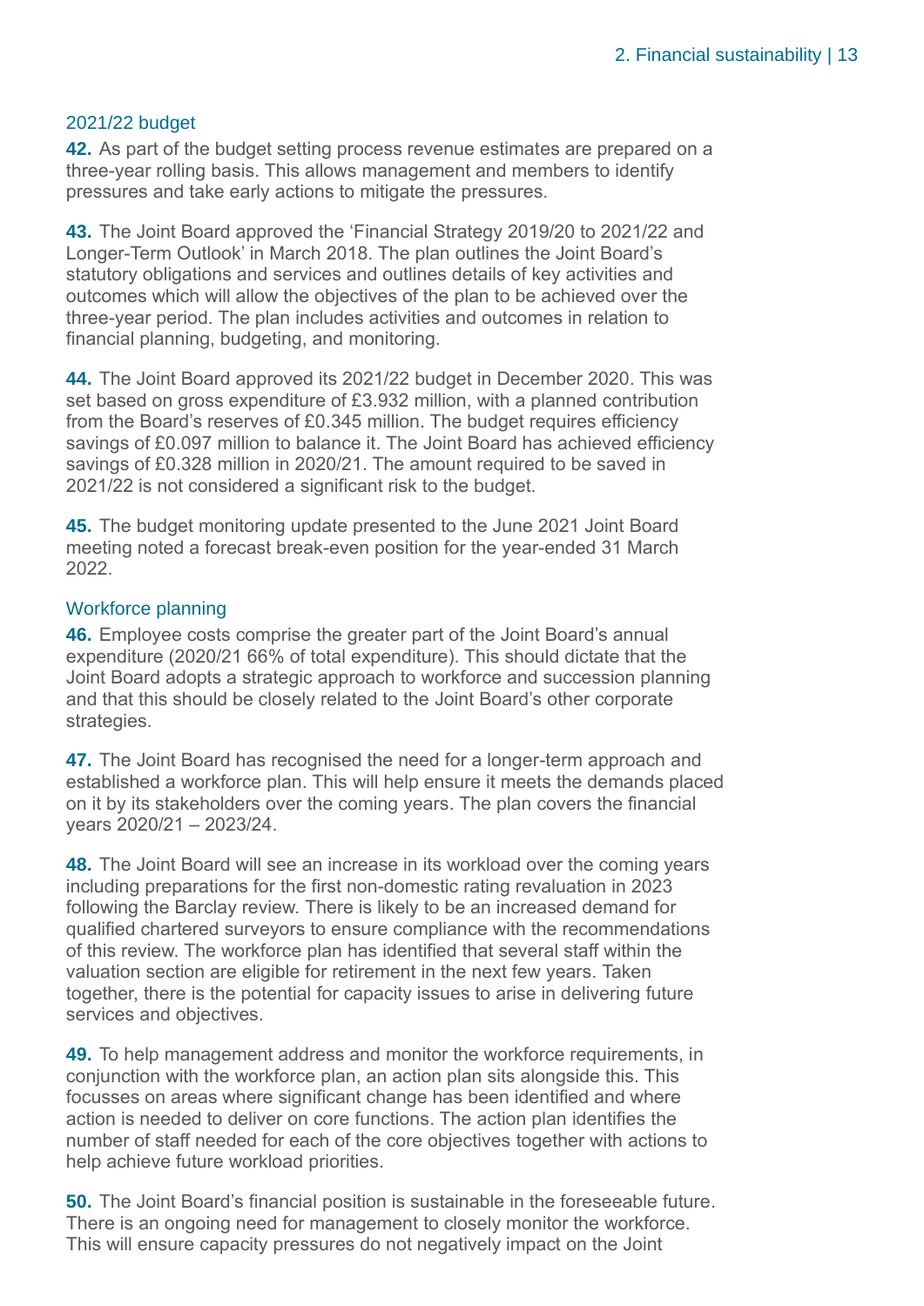### 2021/22 budget

**42.** As part of the budget setting process revenue estimates are prepared on a three-year rolling basis. This allows management and members to identify pressures and take early actions to mitigate the pressures.

**43.** The Joint Board approved the 'Financial Strategy 2019/20 to 2021/22 and Longer-Term Outlook' in March 2018. The plan outlines the Joint Board's statutory obligations and services and outlines details of key activities and outcomes which will allow the objectives of the plan to be achieved over the three-year period. The plan includes activities and outcomes in relation to financial planning, budgeting, and monitoring.

**44.** The Joint Board approved its 2021/22 budget in December 2020. This was set based on gross expenditure of £3.932 million, with a planned contribution from the Board's reserves of £0.345 million. The budget requires efficiency savings of £0.097 million to balance it. The Joint Board has achieved efficiency savings of £0.328 million in 2020/21. The amount required to be saved in 2021/22 is not considered a significant risk to the budget.

**45.** The budget monitoring update presented to the June 2021 Joint Board meeting noted a forecast break-even position for the year-ended 31 March 2022.

### Workforce planning

**46.** Employee costs comprise the greater part of the Joint Board's annual expenditure (2020/21 66% of total expenditure). This should dictate that the Joint Board adopts a strategic approach to workforce and succession planning and that this should be closely related to the Joint Board's other corporate strategies.

**47.** The Joint Board has recognised the need for a longer-term approach and established a workforce plan. This will help ensure it meets the demands placed on it by its stakeholders over the coming years. The plan covers the financial years 2020/21 – 2023/24.

**48.** The Joint Board will see an increase in its workload over the coming years including preparations for the first non-domestic rating revaluation in 2023 following the Barclay review. There is likely to be an increased demand for qualified chartered surveyors to ensure compliance with the recommendations of this review. The workforce plan has identified that several staff within the valuation section are eligible for retirement in the next few years. Taken together, there is the potential for capacity issues to arise in delivering future services and objectives.

**49.** To help management address and monitor the workforce requirements, in conjunction with the workforce plan, an action plan sits alongside this. This focusses on areas where significant change has been identified and where action is needed to deliver on core functions. The action plan identifies the number of staff needed for each of the core objectives together with actions to help achieve future workload priorities.

**50.** The Joint Board's financial position is sustainable in the foreseeable future. There is an ongoing need for management to closely monitor the workforce. This will ensure capacity pressures do not negatively impact on the Joint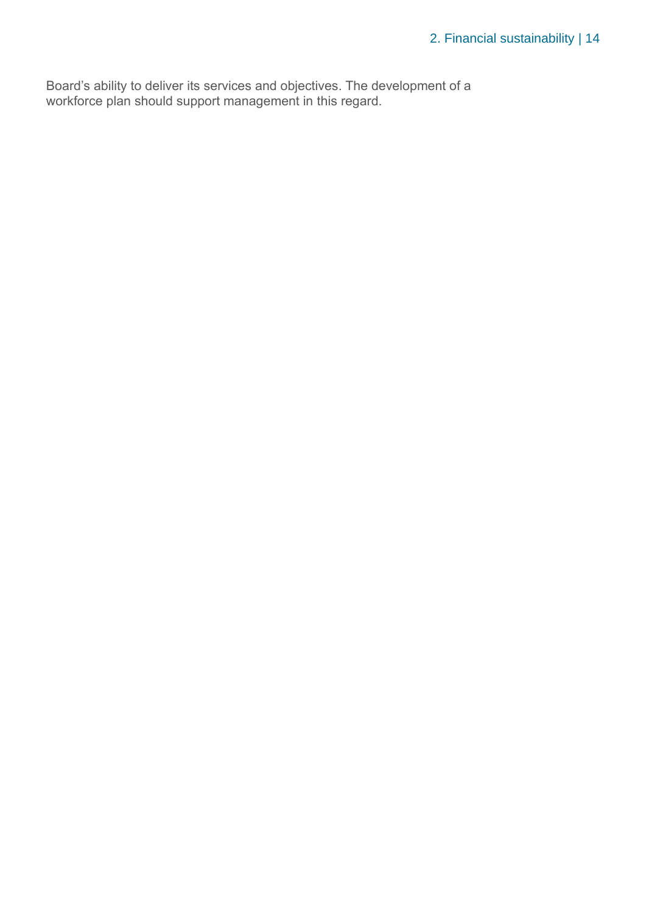Board’s ability to deliver its services and objectives. The development of a workforce plan should support management in this regard.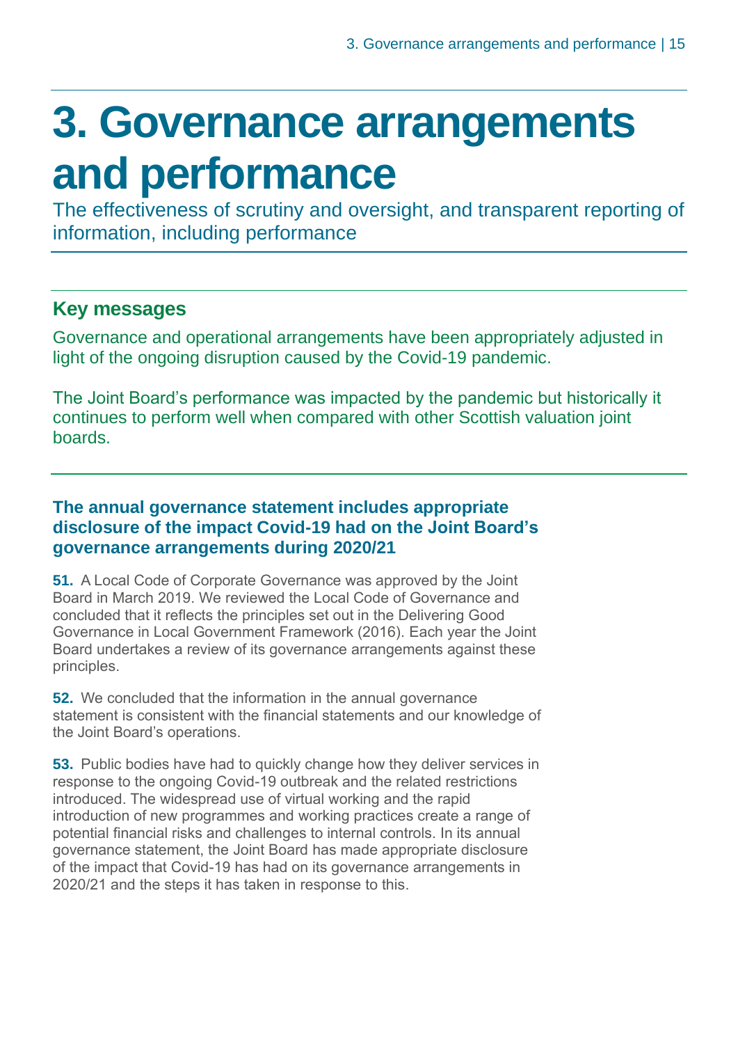# 3. Governance arrangements and performance

The effectiveness of scrutiny and oversight, and transparent reporting of information, including performance

## Key messages

Governance and operational arrangements have been appropriately adjusted in light of the ongoing disruption caused by the Covid-19 pandemic.

The Joint Board's performance was impacted by the pandemic but historically it continues to perform well when compared with other Scottish valuation joint boards.

### The annual governance statement includes appropriate disclosure of the impact Covid-19 had on the Joint Board's governance arrangements during 2020/21

**51.** A Local Code of Corporate Governance was approved by the Joint Board in March 2019. We reviewed the Local Code of Governance and concluded that it reflects the principles set out in the Delivering Good Governance in Local Government Framework (2016). Each year the Joint Board undertakes a review of its governance arrangements against these principles.

**52.** We concluded that the information in the annual governance statement is consistent with the financial statements and our knowledge of the Joint Board's operations.

**53.** Public bodies have had to quickly change how they deliver services in response to the ongoing Covid-19 outbreak and the related restrictions introduced. The widespread use of virtual working and the rapid introduction of new programmes and working practices create a range of potential financial risks and challenges to internal controls. In its annual governance statement, the Joint Board has made appropriate disclosure of the impact that Covid-19 has had on its governance arrangements in 2020/21 and the steps it has taken in response to this.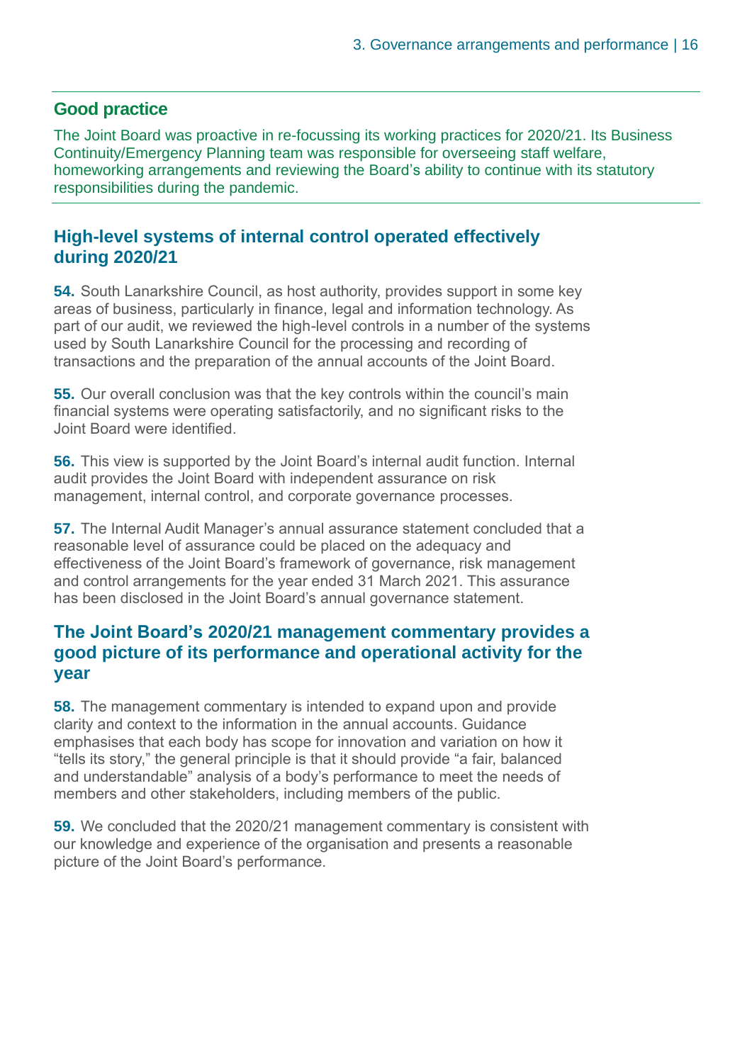**Good practice**

The Joint Board was proactive in re-focussing its working practices for 2020/21. Its Business Continuity/Emergency Planning team was responsible for overseeing staff welfare, homeworking arrangements and reviewing the Board's ability to continue with its statutory responsibilities during the pandemic.

## High-level systems of internal control operated effectively during 2020/21

**54.** South Lanarkshire Council, as host authority, provides support in some key areas of business, particularly in finance, legal and information technology. As part of our audit, we reviewed the high-level controls in a number of the systems used by South Lanarkshire Council for the processing and recording of transactions and the preparation of the annual accounts of the Joint Board.

**55.** Our overall conclusion was that the key controls within the council's main financial systems were operating satisfactorily, and no significant risks to the Joint Board were identified.

**56.** This view is supported by the Joint Board's internal audit function. Internal audit provides the Joint Board with independent assurance on risk management, internal control, and corporate governance processes.

**57.** The Internal Audit Manager's annual assurance statement concluded that a reasonable level of assurance could be placed on the adequacy and effectiveness of the Joint Board's framework of governance, risk management and control arrangements for the year ended 31 March 2021. This assurance has been disclosed in the Joint Board's annual governance statement.

## The Joint Board's 2020/21 management commentary provides a good picture of its performance and operational activity for the year

**58.** The management commentary is intended to expand upon and provide clarity and context to the information in the annual accounts. Guidance emphasises that each body has scope for innovation and variation on how it "tells its story," the general principle is that it should provide "a fair, balanced and understandable" analysis of a body's performance to meet the needs of members and other stakeholders, including members of the public.

**59.** We concluded that the 2020/21 management commentary is consistent with our knowledge and experience of the organisation and presents a reasonable picture of the Joint Board's performance.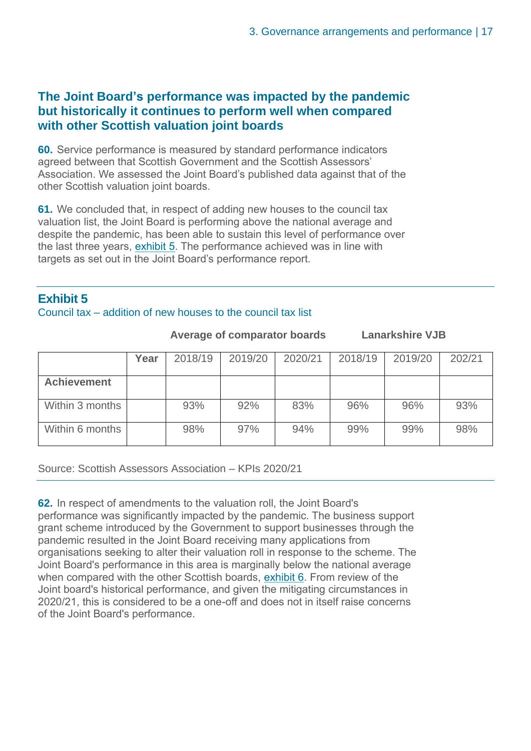## The Joint Board's performance was impacted by the pandemic but historically it continues to perform well when compared with other Scottish valuation joint boards

**60.** Service performance is measured by standard performance indicators agreed between that Scottish Government and the Scottish Assessors' Association. We assessed the Joint Board's published data against that of the other Scottish valuation joint boards.

**61.** We concluded that, in respect of adding new houses to the council tax valuation list, the Joint Board is performing above the national average and despite the pandemic, has been able to sustain this level of performance over the last three years, exhibit 5. The performance achieved was in line with targets as set out in the Joint Board's performance report.

### Exhibit 5

Council tax – addition of new houses to the council tax list

| | | Average of comparator boards | | | Lanarkshire VJB | | |
|---|---|---|---|---|---|---|---|
| | **Year** | 2018/19 | 2019/20 | 2020/21 | 2018/19 | 2019/20 | 202/21 |
| **Achievement** | | | | | | | |
| Within 3 months | | 93% | 92% | 83% | 96% | 96% | 93% |
| Within 6 months | | 98% | 97% | 94% | 99% | 99% | 98% |

Source: Scottish Assessors Association – KPIs 2020/21

**62.** In respect of amendments to the valuation roll, the Joint Board's performance was significantly impacted by the pandemic. The business support grant scheme introduced by the Government to support businesses through the pandemic resulted in the Joint Board receiving many applications from organisations seeking to alter their valuation roll in response to the scheme. The Joint Board's performance in this area is marginally below the national average when compared with the other Scottish boards, exhibit 6. From review of the Joint board's historical performance, and given the mitigating circumstances in 2020/21, this is considered to be a one-off and does not in itself raise concerns of the Joint Board's performance.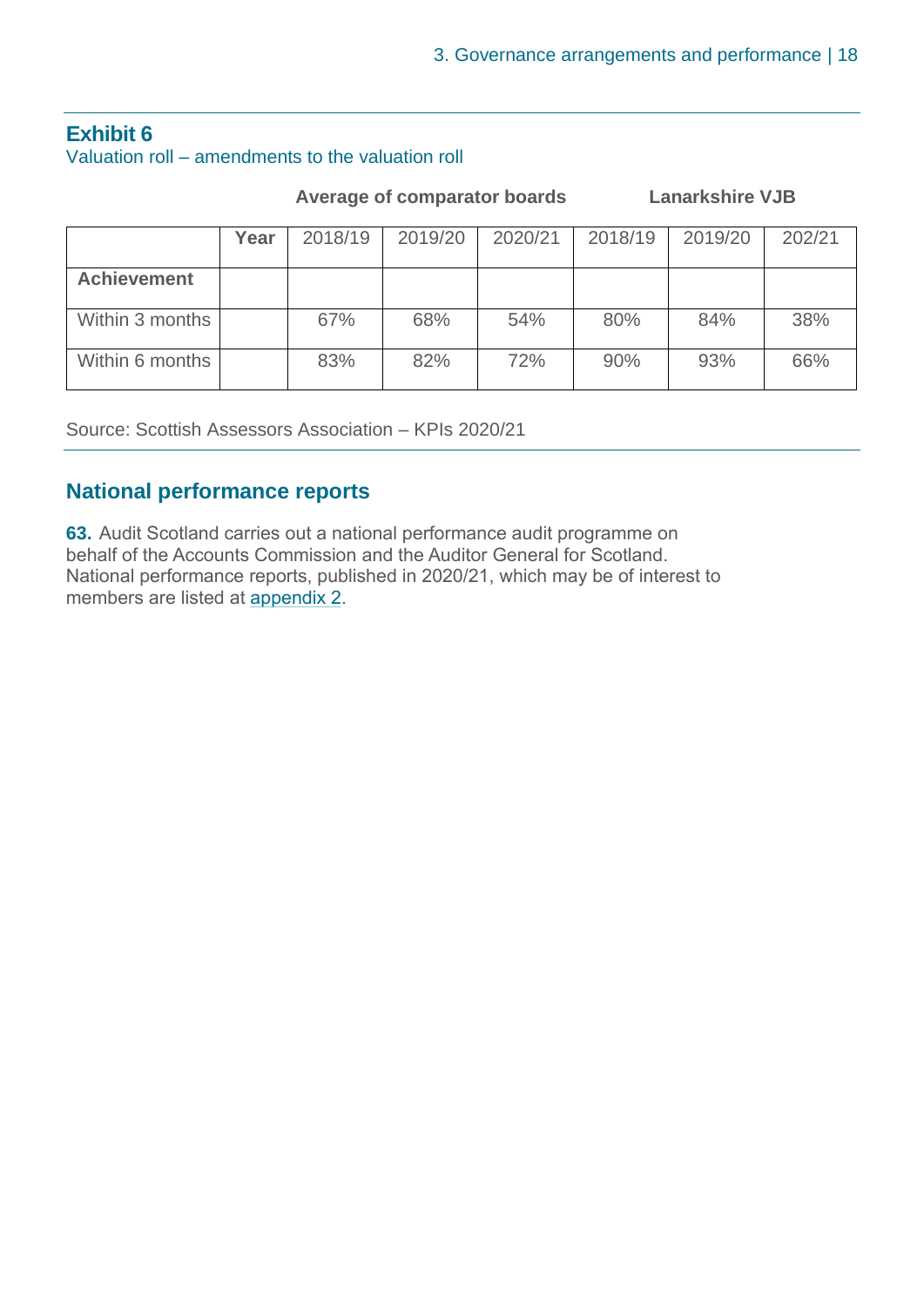### Exhibit 6

Valuation roll – amendments to the valuation roll

| | | Average of comparator boards | | | Lanarkshire VJB | | |
|---|---|---|---|---|---|---|---|
| | **Year** | 2018/19 | 2019/20 | 2020/21 | 2018/19 | 2019/20 | 202/21 |
| **Achievement** | | | | | | | |
| Within 3 months | | 67% | 68% | 54% | 80% | 84% | 38% |
| Within 6 months | | 83% | 82% | 72% | 90% | 93% | 66% |

Source: Scottish Assessors Association – KPIs 2020/21

## National performance reports

**63.** Audit Scotland carries out a national performance audit programme on behalf of the Accounts Commission and the Auditor General for Scotland. National performance reports, published in 2020/21, which may be of interest to members are listed at appendix 2.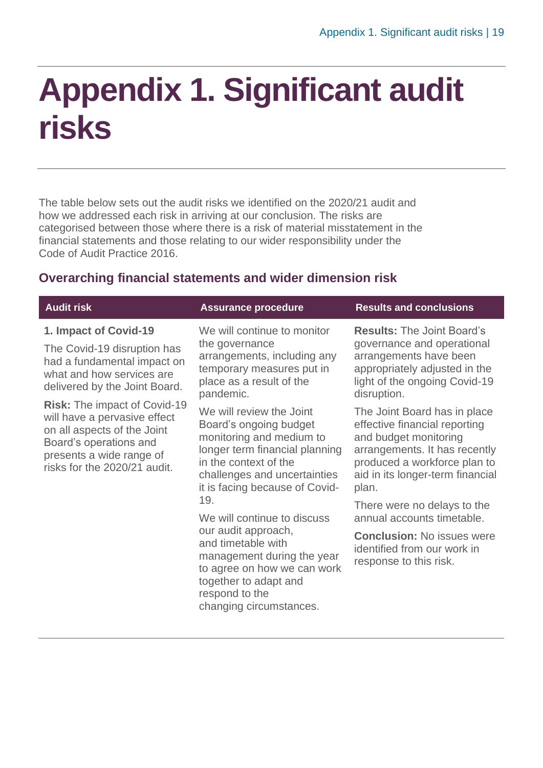# Appendix 1. Significant audit risks

The table below sets out the audit risks we identified on the 2020/21 audit and how we addressed each risk in arriving at our conclusion. The risks are categorised between those where there is a risk of material misstatement in the financial statements and those relating to our wider responsibility under the Code of Audit Practice 2016.

### Overarching financial statements and wider dimension risk

| Audit risk | Assurance procedure | Results and conclusions |
|---|---|---|
| **1. Impact of Covid-19**<br><br>The Covid-19 disruption has had a fundamental impact on what and how services are delivered by the Joint Board.<br><br>**Risk:** The impact of Covid-19 will have a pervasive effect on all aspects of the Joint Board's operations and presents a wide range of risks for the 2020/21 audit. | We will continue to monitor the governance arrangements, including any temporary measures put in place as a result of the pandemic.<br><br>We will review the Joint Board's ongoing budget monitoring and medium to longer term financial planning in the context of the challenges and uncertainties it is facing because of Covid-19.<br><br>We will continue to discuss our audit approach, and timetable with management during the year to agree on how we can work together to adapt and respond to the changing circumstances. | **Results:** The Joint Board's governance and operational arrangements have been appropriately adjusted in the light of the ongoing Covid-19 disruption.<br><br>The Joint Board has in place effective financial reporting and budget monitoring arrangements. It has recently produced a workforce plan to aid in its longer-term financial plan.<br><br>There were no delays to the annual accounts timetable.<br><br>**Conclusion:** No issues were identified from our work in response to this risk. |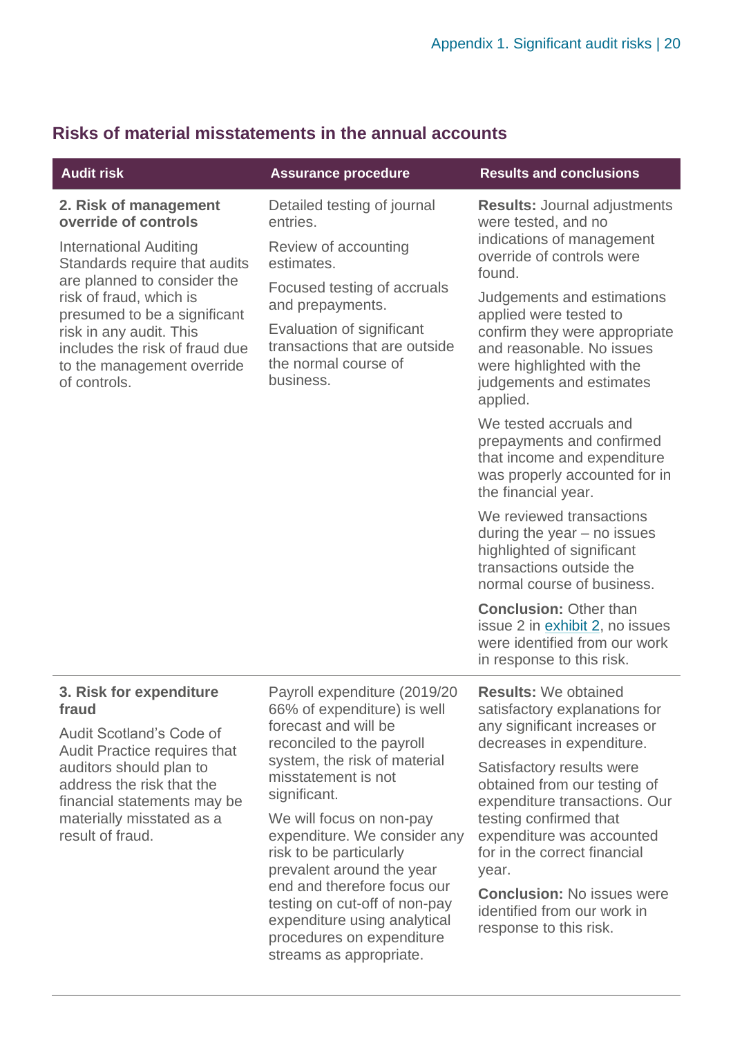## Risks of material misstatements in the annual accounts

| Audit risk | Assurance procedure | Results and conclusions |
|---|---|---|
| **2. Risk of management override of controls**<br><br>International Auditing Standards require that audits are planned to consider the risk of fraud, which is presumed to be a significant risk in any audit. This includes the risk of fraud due to the management override of controls. | Detailed testing of journal entries.<br><br>Review of accounting estimates.<br><br>Focused testing of accruals and prepayments.<br><br>Evaluation of significant transactions that are outside the normal course of business. | **Results:** Journal adjustments were tested, and no indications of management override of controls were found.<br><br>Judgements and estimations applied were tested to confirm they were appropriate and reasonable. No issues were highlighted with the judgements and estimates applied.<br><br>We tested accruals and prepayments and confirmed that income and expenditure was properly accounted for in the financial year.<br><br>We reviewed transactions during the year – no issues highlighted of significant transactions outside the normal course of business.<br><br>**Conclusion:** Other than issue 2 in exhibit 2, no issues were identified from our work in response to this risk. |
| **3. Risk for expenditure fraud**<br><br>Audit Scotland's Code of Audit Practice requires that auditors should plan to address the risk that the financial statements may be materially misstated as a result of fraud. | Payroll expenditure (2019/20 66% of expenditure) is well forecast and will be reconciled to the payroll system, the risk of material misstatement is not significant.<br><br>We will focus on non-pay expenditure. We consider any risk to be particularly prevalent around the year end and therefore focus our testing on cut-off of non-pay expenditure using analytical procedures on expenditure streams as appropriate. | **Results:** We obtained satisfactory explanations for any significant increases or decreases in expenditure.<br><br>Satisfactory results were obtained from our testing of expenditure transactions. Our testing confirmed that expenditure was accounted for in the correct financial year.<br><br>**Conclusion:** No issues were identified from our work in response to this risk. |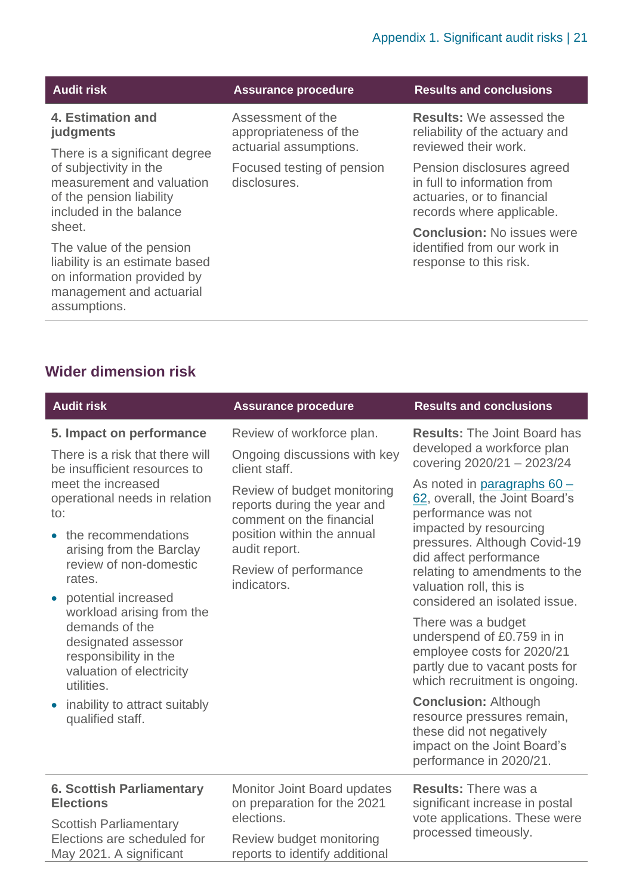| Audit risk | Assurance procedure | Results and conclusions |
|---|---|---|
| **4. Estimation and judgments**<br><br>There is a significant degree of subjectivity in the measurement and valuation of the pension liability included in the balance sheet.<br><br>The value of the pension liability is an estimate based on information provided by management and actuarial assumptions. | Assessment of the appropriateness of the actuarial assumptions.<br><br>Focused testing of pension disclosures. | **Results:** We assessed the reliability of the actuary and reviewed their work.<br><br>Pension disclosures agreed in full to information from actuaries, or to financial records where applicable.<br><br>**Conclusion:** No issues were identified from our work in response to this risk. |

## Wider dimension risk

| Audit risk | Assurance procedure | Results and conclusions |
|---|---|---|
| **5. Impact on performance**<br><br>There is a risk that there will be insufficient resources to meet the increased operational needs in relation to:<br><br>• the recommendations arising from the Barclay review of non-domestic rates.<br>• potential increased workload arising from the demands of the designated assessor responsibility in the valuation of electricity utilities.<br>• inability to attract suitably qualified staff. | Review of workforce plan.<br><br>Ongoing discussions with key client staff.<br><br>Review of budget monitoring reports during the year and comment on the financial position within the annual audit report.<br><br>Review of performance indicators. | **Results:** The Joint Board has developed a workforce plan covering 2020/21 – 2023/24<br><br>As noted in paragraphs 60 – 62, overall, the Joint Board's performance was not impacted by resourcing pressures. Although Covid-19 did affect performance relating to amendments to the valuation roll, this is considered an isolated issue.<br><br>There was a budget underspend of £0.759 in in employee costs for 2020/21 partly due to vacant posts for which recruitment is ongoing.<br><br>**Conclusion:** Although resource pressures remain, these did not negatively impact on the Joint Board's performance in 2020/21. |
| **6. Scottish Parliamentary Elections**<br><br>Scottish Parliamentary Elections are scheduled for May 2021. A significant | Monitor Joint Board updates on preparation for the 2021 elections.<br><br>Review budget monitoring reports to identify additional | **Results:** There was a significant increase in postal vote applications. These were processed timeously. |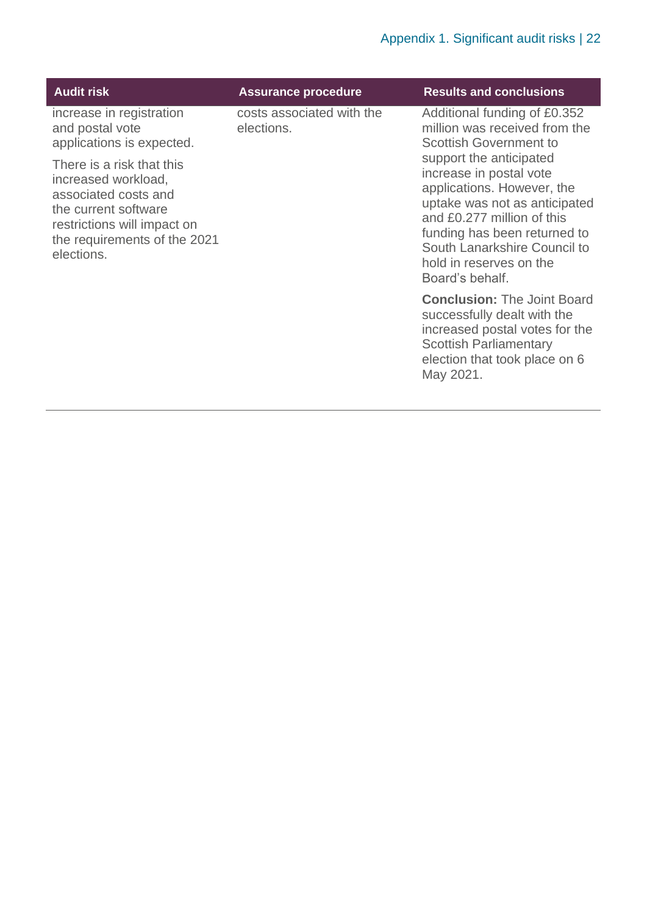| Audit risk | Assurance procedure | Results and conclusions |
|---|---|---|
| increase in registration and postal vote applications is expected.<br><br>There is a risk that this increased workload, associated costs and the current software restrictions will impact on the requirements of the 2021 elections. | costs associated with the elections. | Additional funding of £0.352 million was received from the Scottish Government to support the anticipated increase in postal vote applications. However, the uptake was not as anticipated and £0.277 million of this funding has been returned to South Lanarkshire Council to hold in reserves on the Board's behalf.<br><br>**Conclusion:** The Joint Board successfully dealt with the increased postal votes for the Scottish Parliamentary election that took place on 6 May 2021. |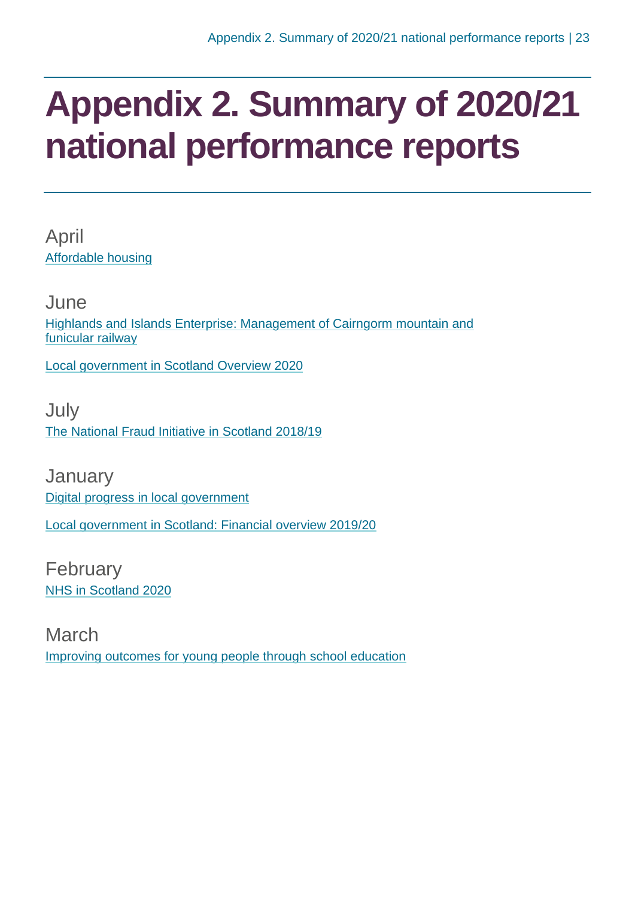# Appendix 2. Summary of 2020/21 national performance reports

## April

Affordable housing

## June

Highlands and Islands Enterprise: Management of Cairngorm mountain and funicular railway

Local government in Scotland Overview 2020

## July

The National Fraud Initiative in Scotland 2018/19

## January

Digital progress in local government

Local government in Scotland: Financial overview 2019/20

## February

NHS in Scotland 2020

## March

Improving outcomes for young people through school education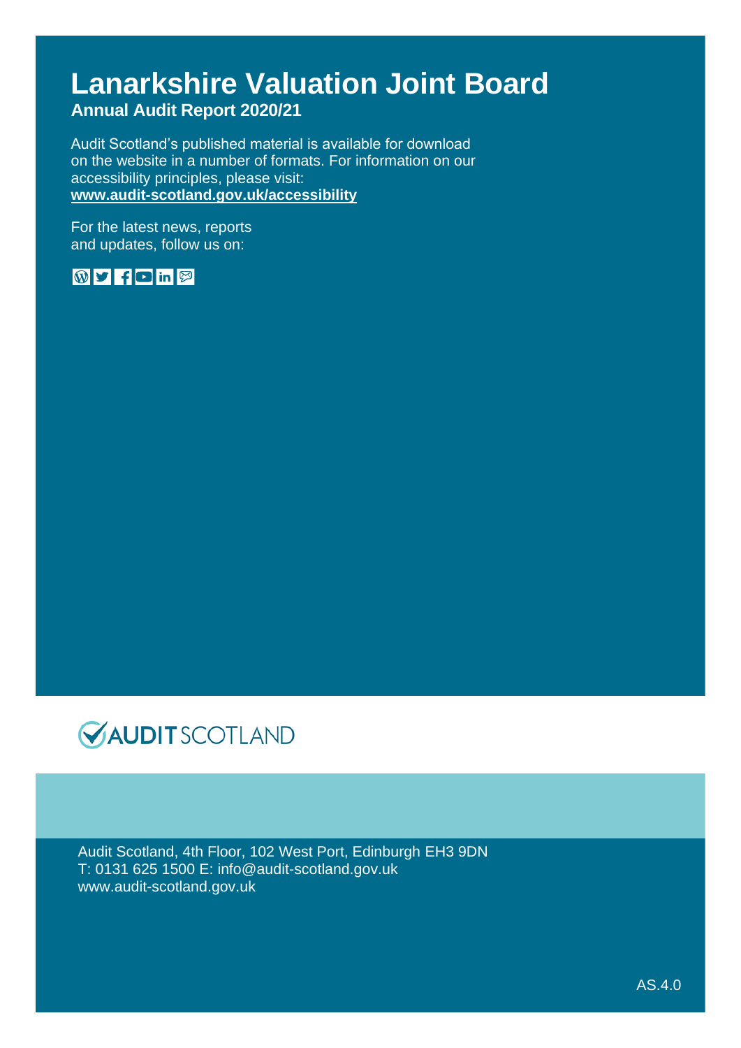# Lanarkshire Valuation Joint Board

**Annual Audit Report 2020/21**

Audit Scotland's published material is available for download on the website in a number of formats. For information on our accessibility principles, please visit:
**www.audit-scotland.gov.uk/accessibility**

For the latest news, reports and updates, follow us on:

AUDIT SCOTLAND

Audit Scotland, 4th Floor, 102 West Port, Edinburgh EH3 9DN
T: 0131 625 1500 E: info@audit-scotland.gov.uk
www.audit-scotland.gov.uk

AS.4.0